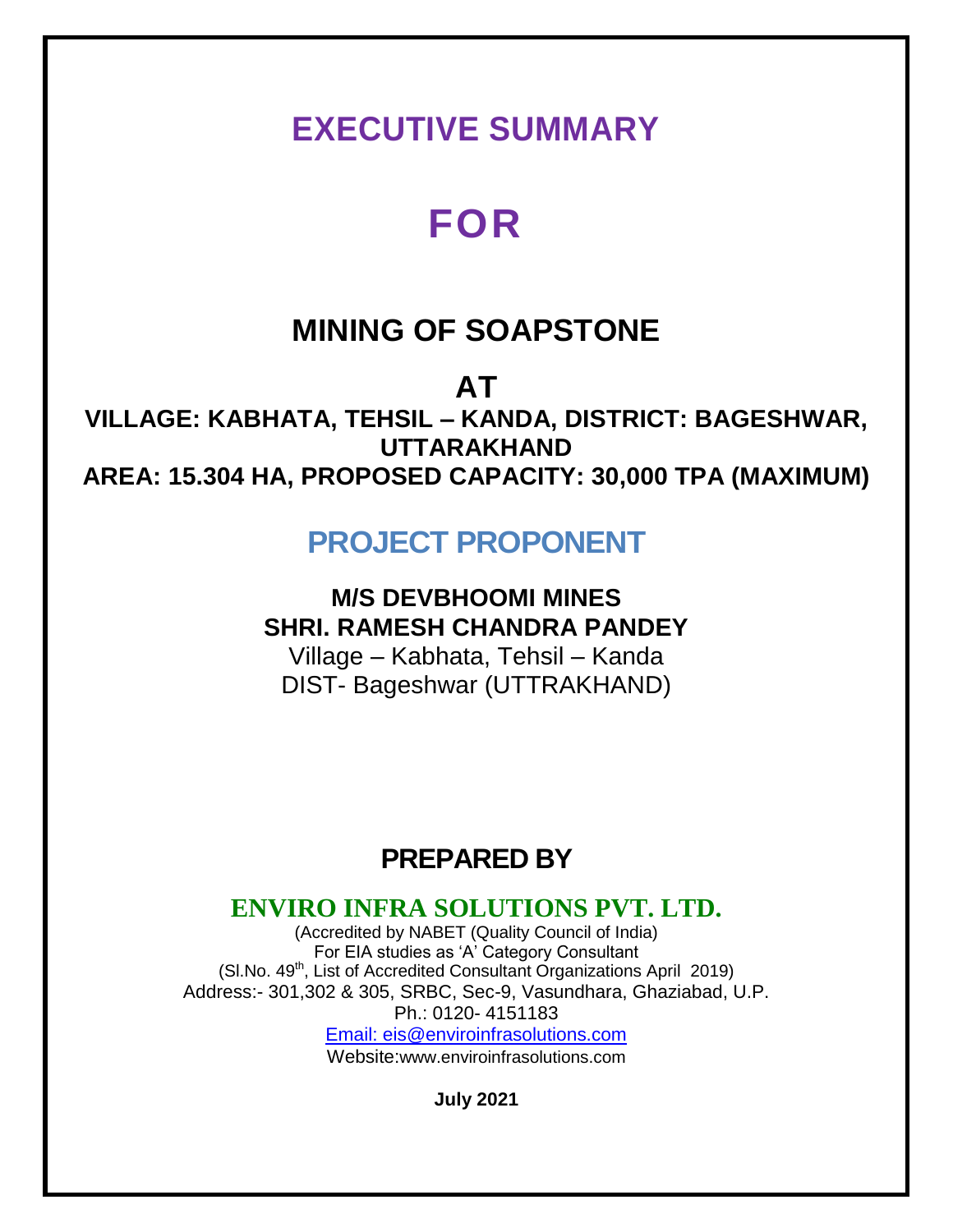# EXECUTIVE SUMMARY

# FOR

## MINING OF SOAPSTONE

## AT

**VILLAGE: KABHATA, TEHSIL – KANDA, DISTRICT: BAGESHWAR, UTTARAKHAND**

**AREA: 15.304 HA, PROPOSED CAPACITY: 30,000 TPA (MAXIMUM)**

## PROJECT PROPONENT

**M/S DEVBHOOMI MINES**

**SHRI. RAMESH CHANDRA PANDEY**

Village – Kabhata, Tehsil – Kanda

DIST- Bageshwar (UTTRAKHAND)

## PREPARED BY

**ENVIRO INFRA SOLUTIONS PVT. LTD.**

(Accredited by NABET (Quality Council of India)

For EIA studies as 'A' Category Consultant

(Sl.No. 49th, List of Accredited Consultant Organizations April 2019)

Address:- 301,302 & 305, SRBC, Sec-9, Vasundhara, Ghaziabad, U.P.

Ph.: 0120- 4151183

Email: eis@enviroinfrasolutions.com

Website:www.enviroinfrasolutions.com

**July 2021**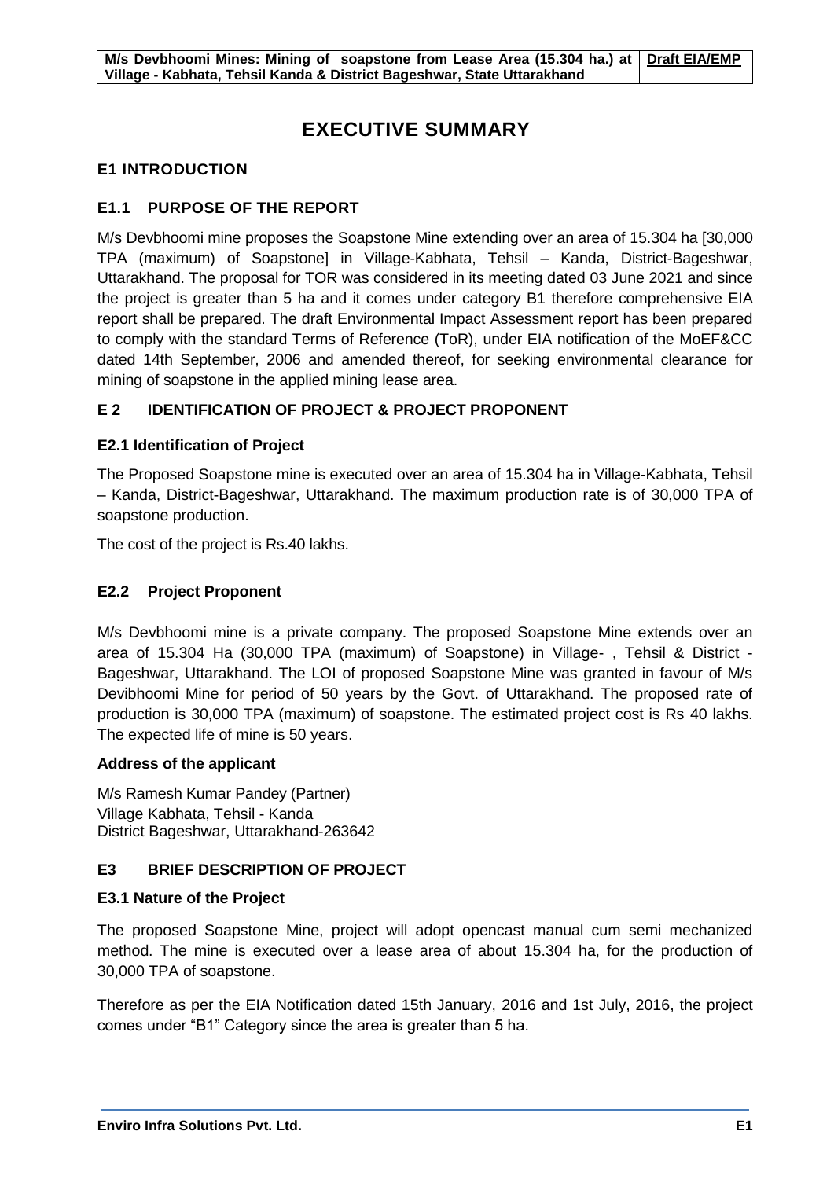# EXECUTIVE SUMMARY

## E1 INTRODUCTION

### E1.1 PURPOSE OF THE REPORT

M/s Devbhoomi mine proposes the Soapstone Mine extending over an area of 15.304 ha [30,000 TPA (maximum) of Soapstone] in Village-Kabhata, Tehsil – Kanda, District-Bageshwar, Uttarakhand. The proposal for TOR was considered in its meeting dated 03 June 2021 and since the project is greater than 5 ha and it comes under category B1 therefore comprehensive EIA report shall be prepared. The draft Environmental Impact Assessment report has been prepared to comply with the standard Terms of Reference (ToR), under EIA notification of the MoEF&CC dated 14th September, 2006 and amended thereof, for seeking environmental clearance for mining of soapstone in the applied mining lease area.

## E 2 IDENTIFICATION OF PROJECT & PROJECT PROPONENT

### E2.1 Identification of Project

The Proposed Soapstone mine is executed over an area of 15.304 ha in Village-Kabhata, Tehsil – Kanda, District-Bageshwar, Uttarakhand. The maximum production rate is of 30,000 TPA of soapstone production.

The cost of the project is Rs.40 lakhs.

### E2.2 Project Proponent

M/s Devbhoomi mine is a private company. The proposed Soapstone Mine extends over an area of 15.304 Ha (30,000 TPA (maximum) of Soapstone) in Village- , Tehsil & District - Bageshwar, Uttarakhand. The LOI of proposed Soapstone Mine was granted in favour of M/s Devibhoomi Mine for period of 50 years by the Govt. of Uttarakhand. The proposed rate of production is 30,000 TPA (maximum) of soapstone. The estimated project cost is Rs 40 lakhs. The expected life of mine is 50 years.

**Address of the applicant**

M/s Ramesh Kumar Pandey (Partner)
Village Kabhata, Tehsil - Kanda
District Bageshwar, Uttarakhand-263642

## E3 BRIEF DESCRIPTION OF PROJECT

### E3.1 Nature of the Project

The proposed Soapstone Mine, project will adopt opencast manual cum semi mechanized method. The mine is executed over a lease area of about 15.304 ha, for the production of 30,000 TPA of soapstone.

Therefore as per the EIA Notification dated 15th January, 2016 and 1st July, 2016, the project comes under "B1" Category since the area is greater than 5 ha.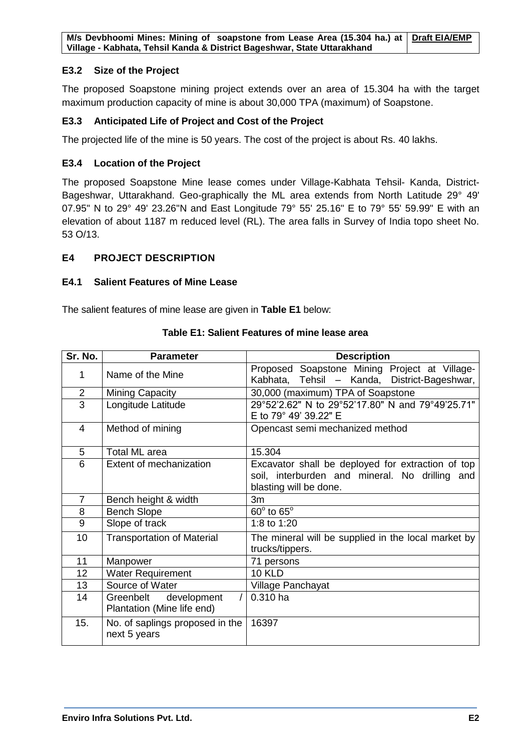### E3.2 Size of the Project

The proposed Soapstone mining project extends over an area of 15.304 ha with the target maximum production capacity of mine is about 30,000 TPA (maximum) of Soapstone.

### E3.3 Anticipated Life of Project and Cost of the Project

The projected life of the mine is 50 years. The cost of the project is about Rs. 40 lakhs.

### E3.4 Location of the Project

The proposed Soapstone Mine lease comes under Village-Kabhata Tehsil- Kanda, District-Bageshwar, Uttarakhand. Geo-graphically the ML area extends from North Latitude 29° 49' 07.95" N to 29° 49' 23.26"N and East Longitude 79° 55' 25.16" E to 79° 55' 59.99" E with an elevation of about 1187 m reduced level (RL). The area falls in Survey of India topo sheet No. 53 O/13.

## E4 PROJECT DESCRIPTION

### E4.1 Salient Features of Mine Lease

The salient features of mine lease are given in **Table E1** below:

**Table E1: Salient Features of mine lease area**

| Sr. No. | Parameter | Description |
|---|---|---|
| 1 | Name of the Mine | Proposed Soapstone Mining Project at Village-Kabhata, Tehsil – Kanda, District-Bageshwar, |
| 2 | Mining Capacity | 30,000 (maximum) TPA of Soapstone |
| 3 | Longitude Latitude | 29°52'2.62" N to 29°52'17.80" N and 79°49'25.71" E to 79° 49' 39.22" E |
| 4 | Method of mining | Opencast semi mechanized method |
| 5 | Total ML area | 15.304 |
| 6 | Extent of mechanization | Excavator shall be deployed for extraction of top soil, interburden and mineral. No drilling and blasting will be done. |
| 7 | Bench height & width | 3m |
| 8 | Bench Slope | $60^{o}$ to $65^{o}$ |
| 9 | Slope of track | 1:8 to 1:20 |
| 10 | Transportation of Material | The mineral will be supplied in the local market by trucks/tippers. |
| 11 | Manpower | 71 persons |
| 12 | Water Requirement | 10 KLD |
| 13 | Source of Water | Village Panchayat |
| 14 | Greenbelt development / Plantation (Mine life end) | 0.310 ha |
| 15. | No. of saplings proposed in the next 5 years | 16397 |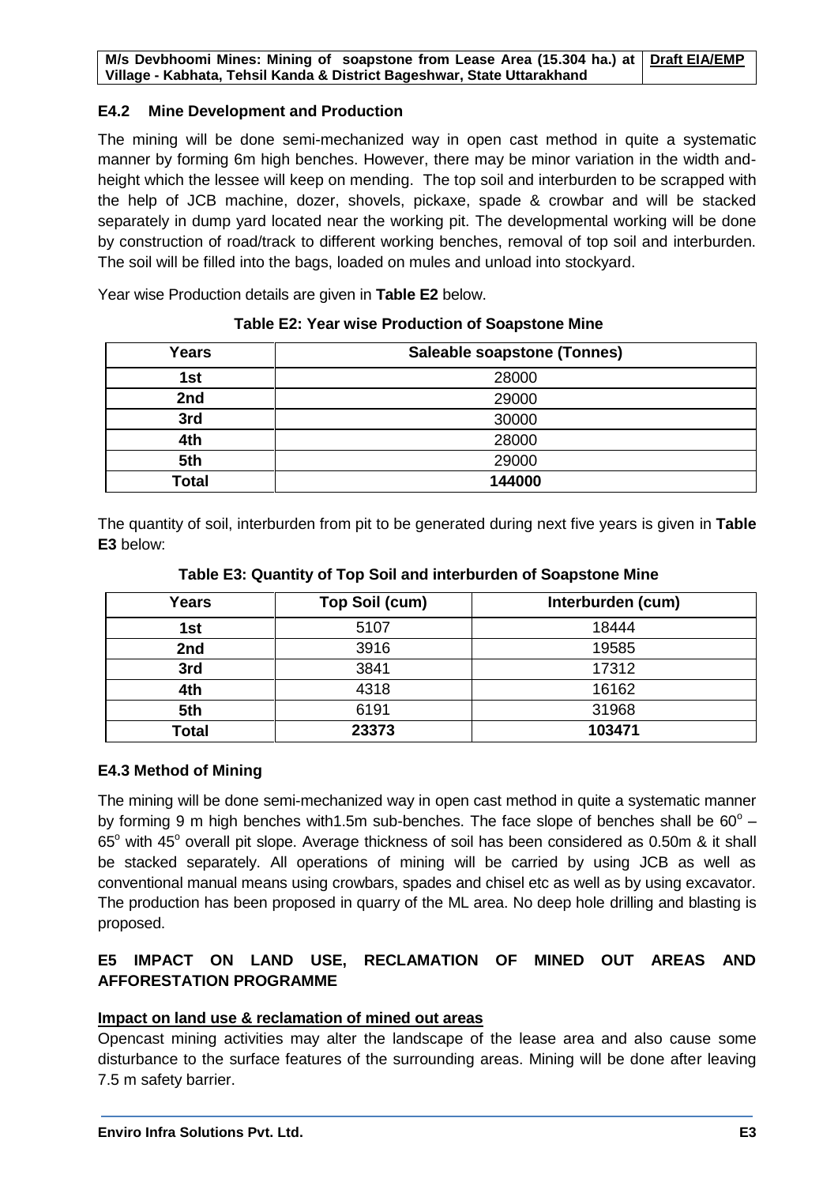## E4.2 Mine Development and Production

The mining will be done semi-mechanized way in open cast method in quite a systematic manner by forming 6m high benches. However, there may be minor variation in the width and-height which the lessee will keep on mending. The top soil and interburden to be scrapped with the help of JCB machine, dozer, shovels, pickaxe, spade & crowbar and will be stacked separately in dump yard located near the working pit. The developmental working will be done by construction of road/track to different working benches, removal of top soil and interburden. The soil will be filled into the bags, loaded on mules and unload into stockyard.

Year wise Production details are given in **Table E2** below.

**Table E2: Year wise Production of Soapstone Mine**

| Years | Saleable soapstone (Tonnes) |
|---|---|
| 1st | 28000 |
| 2nd | 29000 |
| 3rd | 30000 |
| 4th | 28000 |
| 5th | 29000 |
| **Total** | **144000** |

The quantity of soil, interburden from pit to be generated during next five years is given in **Table E3** below:

**Table E3: Quantity of Top Soil and interburden of Soapstone Mine**

| Years | Top Soil (cum) | Interburden (cum) |
|---|---|---|
| 1st | 5107 | 18444 |
| 2nd | 3916 | 19585 |
| 3rd | 3841 | 17312 |
| 4th | 4318 | 16162 |
| 5th | 6191 | 31968 |
| **Total** | **23373** | **103471** |

## E4.3 Method of Mining

The mining will be done semi-mechanized way in open cast method in quite a systematic manner by forming 9 m high benches with1.5m sub-benches. The face slope of benches shall be $60^o$ – $65^o$ with $45^o$ overall pit slope. Average thickness of soil has been considered as 0.50m & it shall be stacked separately. All operations of mining will be carried by using JCB as well as conventional manual means using crowbars, spades and chisel etc as well as by using excavator. The production has been proposed in quarry of the ML area. No deep hole drilling and blasting is proposed.

## E5 IMPACT ON LAND USE, RECLAMATION OF MINED OUT AREAS AND AFFORESTATION PROGRAMME

**Impact on land use & reclamation of mined out areas**

Opencast mining activities may alter the landscape of the lease area and also cause some disturbance to the surface features of the surrounding areas. Mining will be done after leaving 7.5 m safety barrier.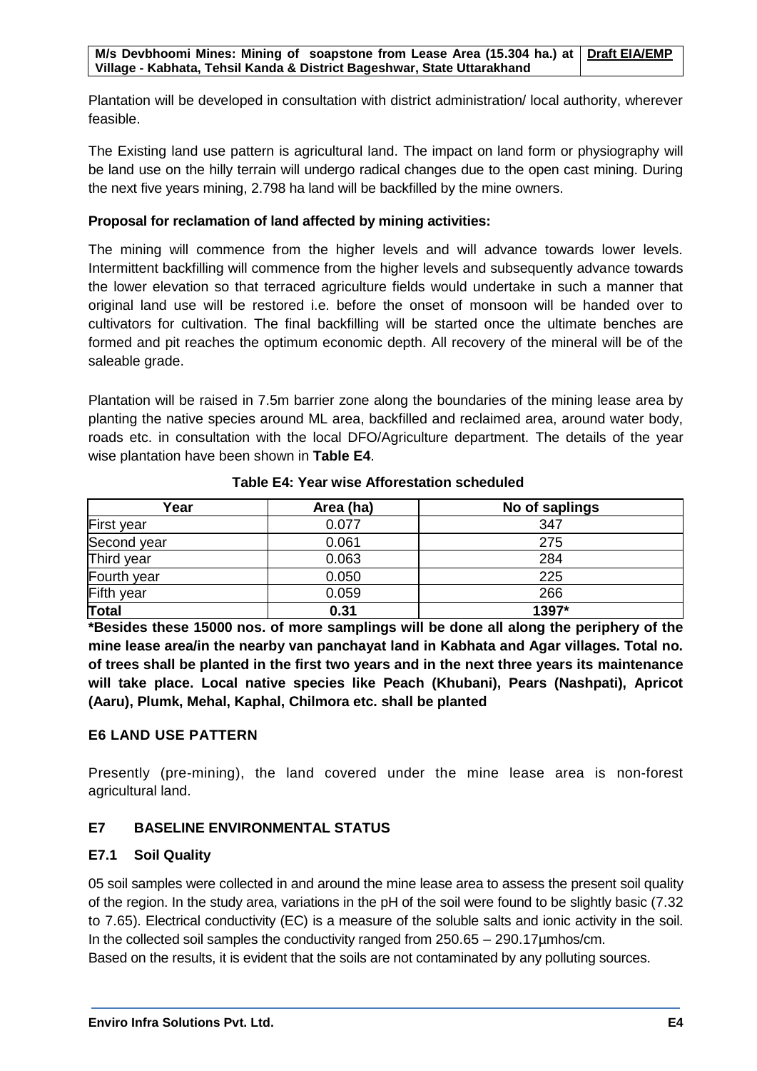Plantation will be developed in consultation with district administration/ local authority, wherever feasible.

The Existing land use pattern is agricultural land. The impact on land form or physiography will be land use on the hilly terrain will undergo radical changes due to the open cast mining. During the next five years mining, 2.798 ha land will be backfilled by the mine owners.

**Proposal for reclamation of land affected by mining activities:**

The mining will commence from the higher levels and will advance towards lower levels. Intermittent backfilling will commence from the higher levels and subsequently advance towards the lower elevation so that terraced agriculture fields would undertake in such a manner that original land use will be restored i.e. before the onset of monsoon will be handed over to cultivators for cultivation. The final backfilling will be started once the ultimate benches are formed and pit reaches the optimum economic depth. All recovery of the mineral will be of the saleable grade.

Plantation will be raised in 7.5m barrier zone along the boundaries of the mining lease area by planting the native species around ML area, backfilled and reclaimed area, around water body, roads etc. in consultation with the local DFO/Agriculture department. The details of the year wise plantation have been shown in **Table E4**.

**Table E4: Year wise Afforestation scheduled**

| Year | Area (ha) | No of saplings |
|---|---|---|
| First year | 0.077 | 347 |
| Second year | 0.061 | 275 |
| Third year | 0.063 | 284 |
| Fourth year | 0.050 | 225 |
| Fifth year | 0.059 | 266 |
| **Total** | **0.31** | **1397*** |

***Besides these 15000 nos. of more samplings will be done all along the periphery of the mine lease area/in the nearby van panchayat land in Kabhata and Agar villages. Total no. of trees shall be planted in the first two years and in the next three years its maintenance will take place. Local native species like Peach (Khubani), Pears (Nashpati), Apricot (Aaru), Plumk, Mehal, Kaphal, Chilmora etc. shall be planted**

## E6 LAND USE PATTERN

Presently (pre-mining), the land covered under the mine lease area is non-forest agricultural land.

## E7 BASELINE ENVIRONMENTAL STATUS

### E7.1 Soil Quality

05 soil samples were collected in and around the mine lease area to assess the present soil quality of the region. In the study area, variations in the pH of the soil were found to be slightly basic (7.32 to 7.65). Electrical conductivity (EC) is a measure of the soluble salts and ionic activity in the soil. In the collected soil samples the conductivity ranged from 250.65 – 290.17µmhos/cm.
Based on the results, it is evident that the soils are not contaminated by any polluting sources.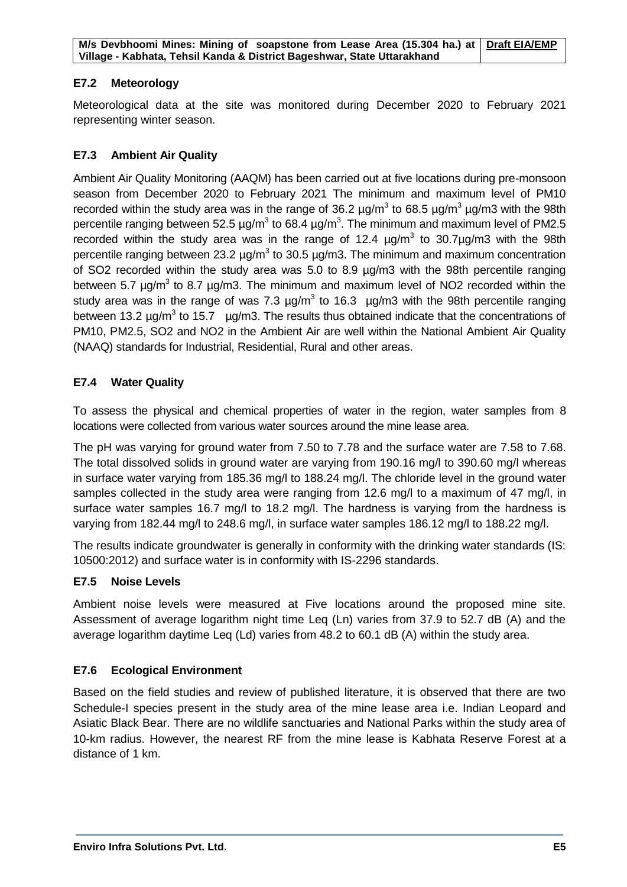## E7.2 Meteorology

Meteorological data at the site was monitored during December 2020 to February 2021 representing winter season.

## E7.3 Ambient Air Quality

Ambient Air Quality Monitoring (AAQM) has been carried out at five locations during pre-monsoon season from December 2020 to February 2021 The minimum and maximum level of PM10 recorded within the study area was in the range of 36.2 µg/m$^3$ to 68.5 µg/m$^3$ µg/m3 with the 98th percentile ranging between 52.5 µg/m$^3$ to 68.4 µg/m$^3$. The minimum and maximum level of PM2.5 recorded within the study area was in the range of 12.4 µg/m$^3$ to 30.7µg/m3 with the 98th percentile ranging between 23.2 µg/m$^3$ to 30.5 µg/m3. The minimum and maximum concentration of SO2 recorded within the study area was 5.0 to 8.9 µg/m3 with the 98th percentile ranging between 5.7 µg/m$^3$ to 8.7 µg/m3. The minimum and maximum level of NO2 recorded within the study area was in the range of was 7.3 µg/m$^3$ to 16.3 µg/m3 with the 98th percentile ranging between 13.2 µg/m$^3$ to 15.7 µg/m3. The results thus obtained indicate that the concentrations of PM10, PM2.5, SO2 and NO2 in the Ambient Air are well within the National Ambient Air Quality (NAAQ) standards for Industrial, Residential, Rural and other areas.

## E7.4 Water Quality

To assess the physical and chemical properties of water in the region, water samples from 8 locations were collected from various water sources around the mine lease area.

The pH was varying for ground water from 7.50 to 7.78 and the surface water are 7.58 to 7.68. The total dissolved solids in ground water are varying from 190.16 mg/l to 390.60 mg/l whereas in surface water varying from 185.36 mg/l to 188.24 mg/l. The chloride level in the ground water samples collected in the study area were ranging from 12.6 mg/l to a maximum of 47 mg/l, in surface water samples 16.7 mg/l to 18.2 mg/l. The hardness is varying from the hardness is varying from 182.44 mg/l to 248.6 mg/l, in surface water samples 186.12 mg/l to 188.22 mg/l.

The results indicate groundwater is generally in conformity with the drinking water standards (IS: 10500:2012) and surface water is in conformity with IS-2296 standards.

## E7.5 Noise Levels

Ambient noise levels were measured at Five locations around the proposed mine site. Assessment of average logarithm night time Leq (Ln) varies from 37.9 to 52.7 dB (A) and the average logarithm daytime Leq (Ld) varies from 48.2 to 60.1 dB (A) within the study area.

## E7.6 Ecological Environment

Based on the field studies and review of published literature, it is observed that there are two Schedule-I species present in the study area of the mine lease area i.e. Indian Leopard and Asiatic Black Bear. There are no wildlife sanctuaries and National Parks within the study area of 10-km radius. However, the nearest RF from the mine lease is Kabhata Reserve Forest at a distance of 1 km.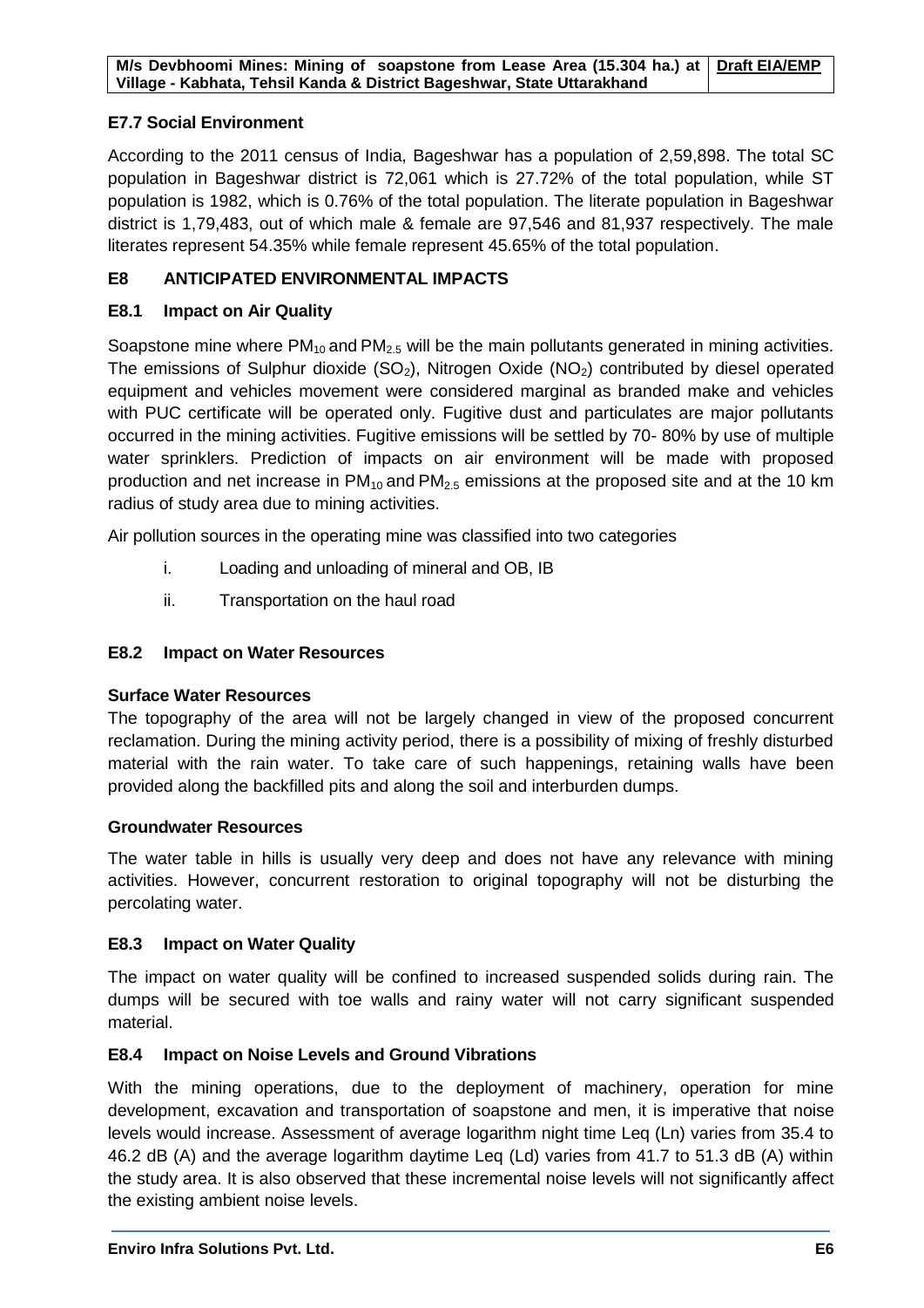### E7.7 Social Environment

According to the 2011 census of India, Bageshwar has a population of 2,59,898. The total SC population in Bageshwar district is 72,061 which is 27.72% of the total population, while ST population is 1982, which is 0.76% of the total population. The literate population in Bageshwar district is 1,79,483, out of which male & female are 97,546 and 81,937 respectively. The male literates represent 54.35% while female represent 45.65% of the total population.

## E8 ANTICIPATED ENVIRONMENTAL IMPACTS

### E8.1 Impact on Air Quality

Soapstone mine where $PM_{10}$ and $PM_{2.5}$ will be the main pollutants generated in mining activities. The emissions of Sulphur dioxide ($SO_2$), Nitrogen Oxide ($NO_2$) contributed by diesel operated equipment and vehicles movement were considered marginal as branded make and vehicles with PUC certificate will be operated only. Fugitive dust and particulates are major pollutants occurred in the mining activities. Fugitive emissions will be settled by 70- 80% by use of multiple water sprinklers. Prediction of impacts on air environment will be made with proposed production and net increase in $PM_{10}$ and $PM_{2.5}$ emissions at the proposed site and at the 10 km radius of study area due to mining activities.

Air pollution sources in the operating mine was classified into two categories

i. Loading and unloading of mineral and OB, IB

ii. Transportation on the haul road

### E8.2 Impact on Water Resources

**Surface Water Resources**

The topography of the area will not be largely changed in view of the proposed concurrent reclamation. During the mining activity period, there is a possibility of mixing of freshly disturbed material with the rain water. To take care of such happenings, retaining walls have been provided along the backfilled pits and along the soil and interburden dumps.

**Groundwater Resources**

The water table in hills is usually very deep and does not have any relevance with mining activities. However, concurrent restoration to original topography will not be disturbing the percolating water.

### E8.3 Impact on Water Quality

The impact on water quality will be confined to increased suspended solids during rain. The dumps will be secured with toe walls and rainy water will not carry significant suspended material.

### E8.4 Impact on Noise Levels and Ground Vibrations

With the mining operations, due to the deployment of machinery, operation for mine development, excavation and transportation of soapstone and men, it is imperative that noise levels would increase. Assessment of average logarithm night time Leq (Ln) varies from 35.4 to 46.2 dB (A) and the average logarithm daytime Leq (Ld) varies from 41.7 to 51.3 dB (A) within the study area. It is also observed that these incremental noise levels will not significantly affect the existing ambient noise levels.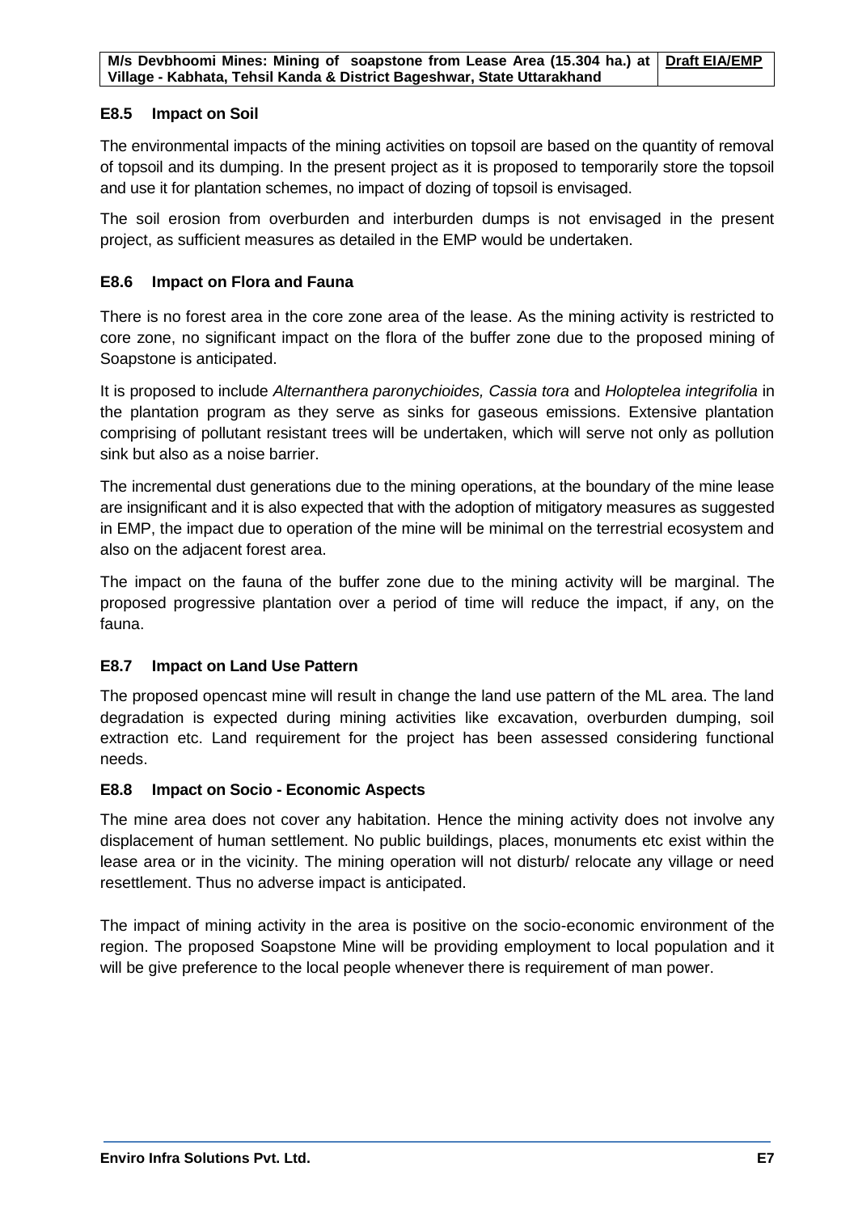### E8.5 Impact on Soil

The environmental impacts of the mining activities on topsoil are based on the quantity of removal of topsoil and its dumping. In the present project as it is proposed to temporarily store the topsoil and use it for plantation schemes, no impact of dozing of topsoil is envisaged.

The soil erosion from overburden and interburden dumps is not envisaged in the present project, as sufficient measures as detailed in the EMP would be undertaken.

### E8.6 Impact on Flora and Fauna

There is no forest area in the core zone area of the lease. As the mining activity is restricted to core zone, no significant impact on the flora of the buffer zone due to the proposed mining of Soapstone is anticipated.

It is proposed to include *Alternanthera paronychioides, Cassia tora* and *Holoptelea integrifolia* in the plantation program as they serve as sinks for gaseous emissions. Extensive plantation comprising of pollutant resistant trees will be undertaken, which will serve not only as pollution sink but also as a noise barrier.

The incremental dust generations due to the mining operations, at the boundary of the mine lease are insignificant and it is also expected that with the adoption of mitigatory measures as suggested in EMP, the impact due to operation of the mine will be minimal on the terrestrial ecosystem and also on the adjacent forest area.

The impact on the fauna of the buffer zone due to the mining activity will be marginal. The proposed progressive plantation over a period of time will reduce the impact, if any, on the fauna.

### E8.7 Impact on Land Use Pattern

The proposed opencast mine will result in change the land use pattern of the ML area. The land degradation is expected during mining activities like excavation, overburden dumping, soil extraction etc. Land requirement for the project has been assessed considering functional needs.

### E8.8 Impact on Socio - Economic Aspects

The mine area does not cover any habitation. Hence the mining activity does not involve any displacement of human settlement. No public buildings, places, monuments etc exist within the lease area or in the vicinity. The mining operation will not disturb/ relocate any village or need resettlement. Thus no adverse impact is anticipated.

The impact of mining activity in the area is positive on the socio-economic environment of the region. The proposed Soapstone Mine will be providing employment to local population and it will be give preference to the local people whenever there is requirement of man power.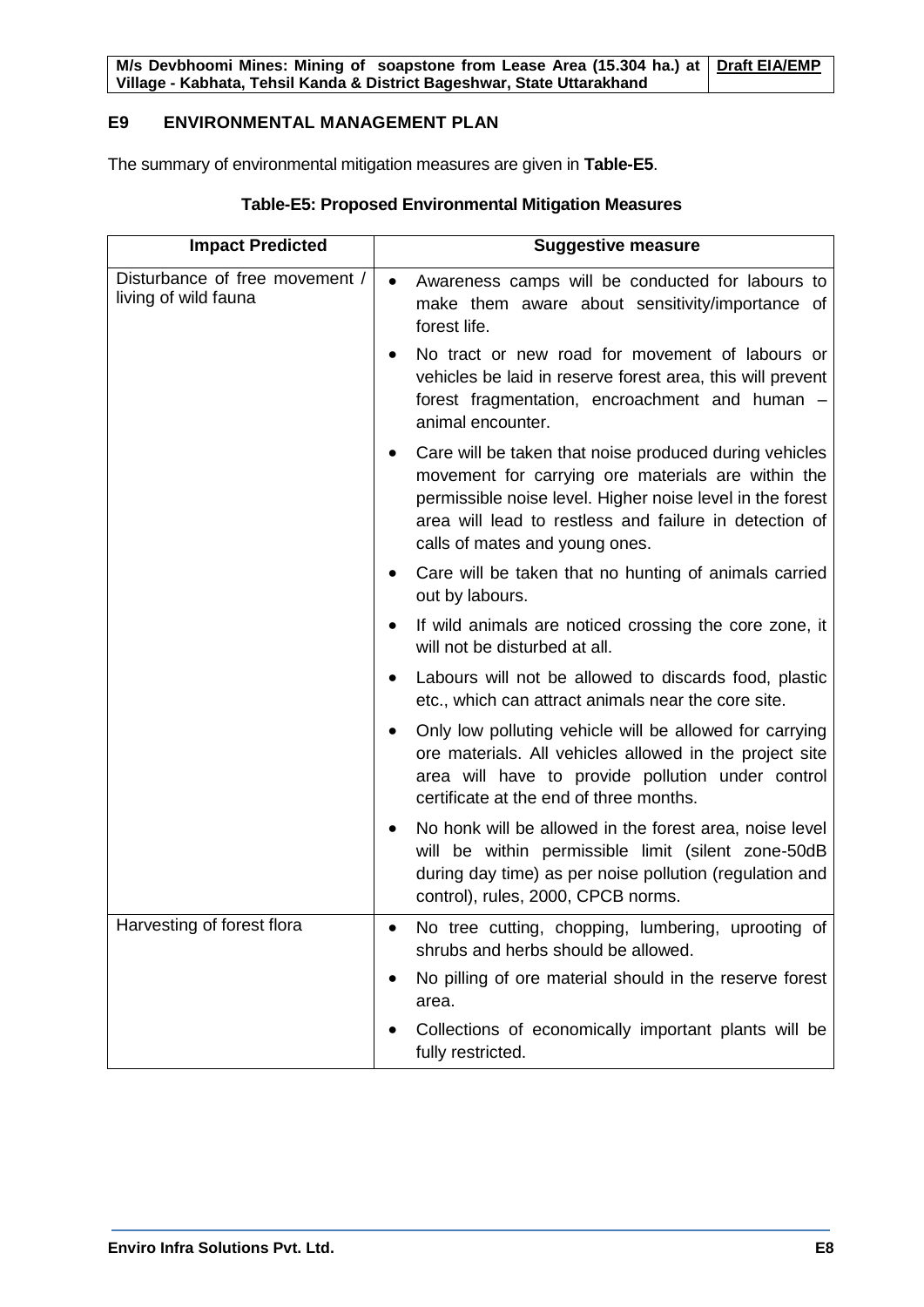## E9 ENVIRONMENTAL MANAGEMENT PLAN

The summary of environmental mitigation measures are given in **Table-E5**.

**Table-E5: Proposed Environmental Mitigation Measures**

| Impact Predicted | Suggestive measure |
|---|---|
| Disturbance of free movement / living of wild fauna | • Awareness camps will be conducted for labours to make them aware about sensitivity/importance of forest life.<br>• No tract or new road for movement of labours or vehicles be laid in reserve forest area, this will prevent forest fragmentation, encroachment and human – animal encounter.<br>• Care will be taken that noise produced during vehicles movement for carrying ore materials are within the permissible noise level. Higher noise level in the forest area will lead to restless and failure in detection of calls of mates and young ones.<br>• Care will be taken that no hunting of animals carried out by labours.<br>• If wild animals are noticed crossing the core zone, it will not be disturbed at all.<br>• Labours will not be allowed to discards food, plastic etc., which can attract animals near the core site.<br>• Only low polluting vehicle will be allowed for carrying ore materials. All vehicles allowed in the project site area will have to provide pollution under control certificate at the end of three months.<br>• No honk will be allowed in the forest area, noise level will be within permissible limit (silent zone-50dB during day time) as per noise pollution (regulation and control), rules, 2000, CPCB norms. |
| Harvesting of forest flora | • No tree cutting, chopping, lumbering, uprooting of shrubs and herbs should be allowed.<br>• No pilling of ore material should in the reserve forest area.<br>• Collections of economically important plants will be fully restricted. |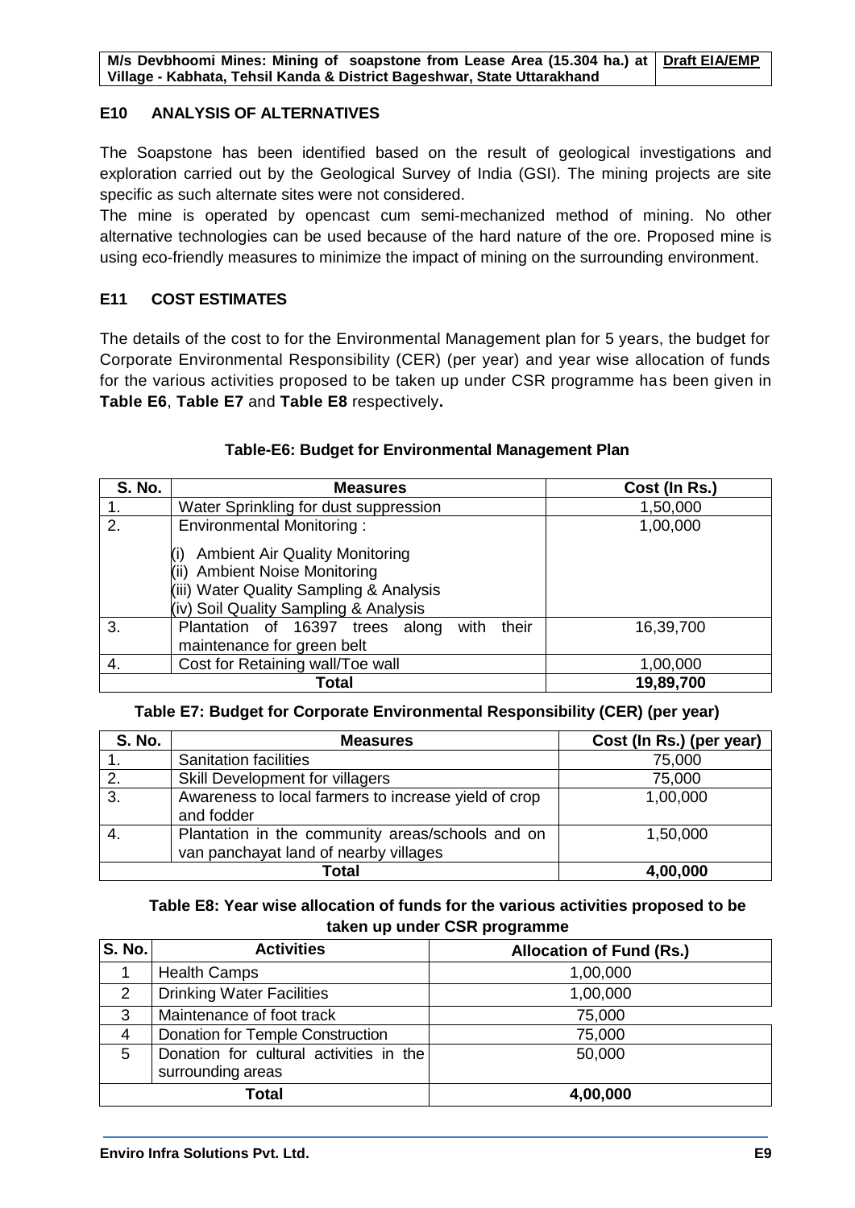## E10 ANALYSIS OF ALTERNATIVES

The Soapstone has been identified based on the result of geological investigations and exploration carried out by the Geological Survey of India (GSI). The mining projects are site specific as such alternate sites were not considered.

The mine is operated by opencast cum semi-mechanized method of mining. No other alternative technologies can be used because of the hard nature of the ore. Proposed mine is using eco-friendly measures to minimize the impact of mining on the surrounding environment.

## E11 COST ESTIMATES

The details of the cost to for the Environmental Management plan for 5 years, the budget for Corporate Environmental Responsibility (CER) (per year) and year wise allocation of funds for the various activities proposed to be taken up under CSR programme has been given in **Table E6**, **Table E7** and **Table E8** respectively**.**

**Table-E6: Budget for Environmental Management Plan**

| S. No. | Measures | Cost (In Rs.) |
|---|---|---|
| 1. | Water Sprinkling for dust suppression | 1,50,000 |
| 2. | Environmental Monitoring :<br>(i) Ambient Air Quality Monitoring<br>(ii) Ambient Noise Monitoring<br>(iii) Water Quality Sampling & Analysis<br>(iv) Soil Quality Sampling & Analysis | 1,00,000 |
| 3. | Plantation of 16397 trees along with their maintenance for green belt | 16,39,700 |
| 4. | Cost for Retaining wall/Toe wall | 1,00,000 |
| **Total** | | **19,89,700** |

**Table E7: Budget for Corporate Environmental Responsibility (CER) (per year)**

| S. No. | Measures | Cost (In Rs.) (per year) |
|---|---|---|
| 1. | Sanitation facilities | 75,000 |
| 2. | Skill Development for villagers | 75,000 |
| 3. | Awareness to local farmers to increase yield of crop and fodder | 1,00,000 |
| 4. | Plantation in the community areas/schools and on van panchayat land of nearby villages | 1,50,000 |
| **Total** | | **4,00,000** |

**Table E8: Year wise allocation of funds for the various activities proposed to be taken up under CSR programme**

| S. No. | Activities | Allocation of Fund (Rs.) |
|---|---|---|
| 1 | Health Camps | 1,00,000 |
| 2 | Drinking Water Facilities | 1,00,000 |
| 3 | Maintenance of foot track | 75,000 |
| 4 | Donation for Temple Construction | 75,000 |
| 5 | Donation for cultural activities in the surrounding areas | 50,000 |
| **Total** | | **4,00,000** |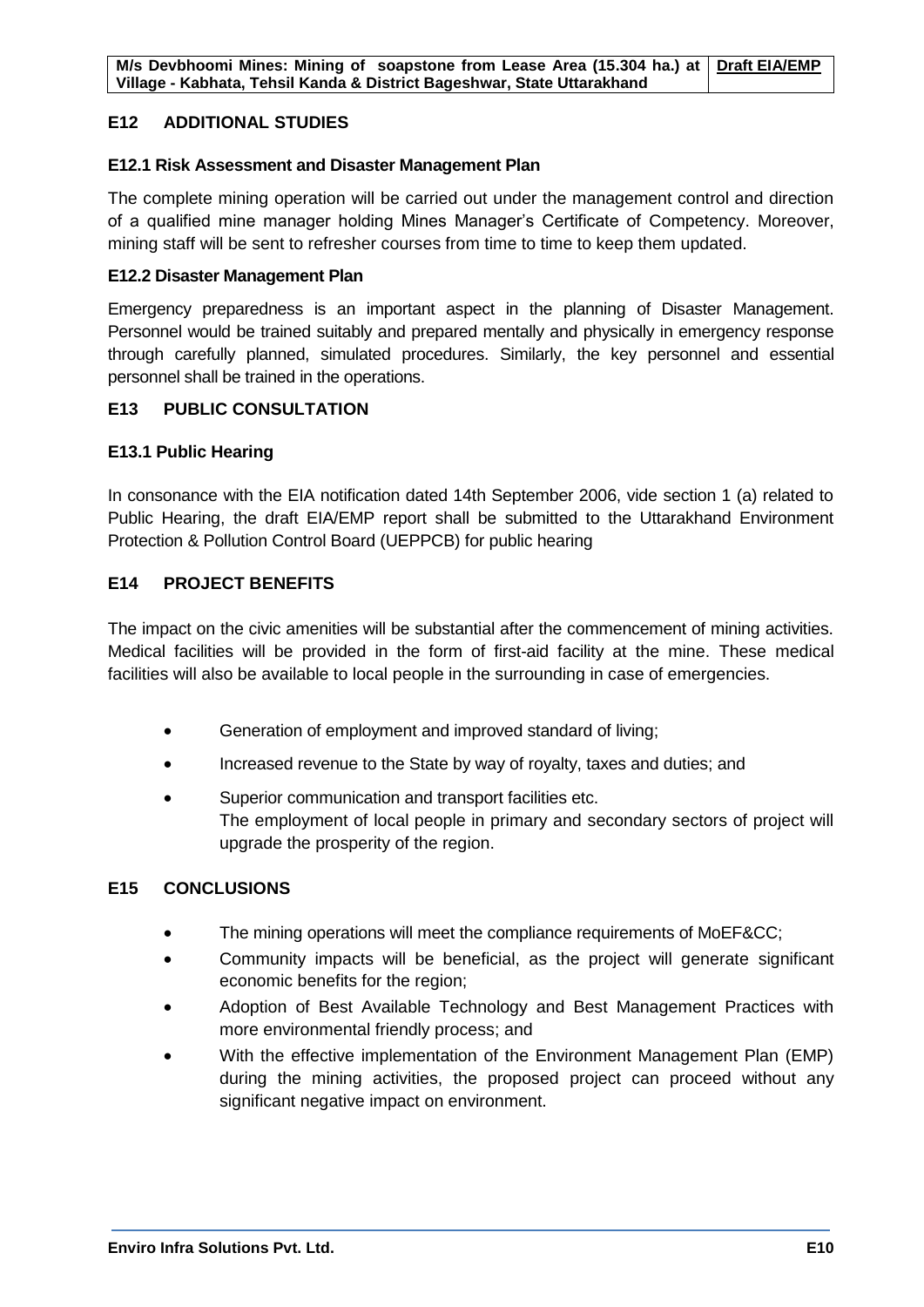## E12 ADDITIONAL STUDIES

### E12.1 Risk Assessment and Disaster Management Plan

The complete mining operation will be carried out under the management control and direction of a qualified mine manager holding Mines Manager's Certificate of Competency. Moreover, mining staff will be sent to refresher courses from time to time to keep them updated.

### E12.2 Disaster Management Plan

Emergency preparedness is an important aspect in the planning of Disaster Management. Personnel would be trained suitably and prepared mentally and physically in emergency response through carefully planned, simulated procedures. Similarly, the key personnel and essential personnel shall be trained in the operations.

## E13 PUBLIC CONSULTATION

### E13.1 Public Hearing

In consonance with the EIA notification dated 14th September 2006, vide section 1 (a) related to Public Hearing, the draft EIA/EMP report shall be submitted to the Uttarakhand Environment Protection & Pollution Control Board (UEPPCB) for public hearing

## E14 PROJECT BENEFITS

The impact on the civic amenities will be substantial after the commencement of mining activities. Medical facilities will be provided in the form of first-aid facility at the mine. These medical facilities will also be available to local people in the surrounding in case of emergencies.

- Generation of employment and improved standard of living;
- Increased revenue to the State by way of royalty, taxes and duties; and
- Superior communication and transport facilities etc.
  The employment of local people in primary and secondary sectors of project will upgrade the prosperity of the region.

## E15 CONCLUSIONS

- The mining operations will meet the compliance requirements of MoEF&CC;
- Community impacts will be beneficial, as the project will generate significant economic benefits for the region;
- Adoption of Best Available Technology and Best Management Practices with more environmental friendly process; and
- With the effective implementation of the Environment Management Plan (EMP) during the mining activities, the proposed project can proceed without any significant negative impact on environment.